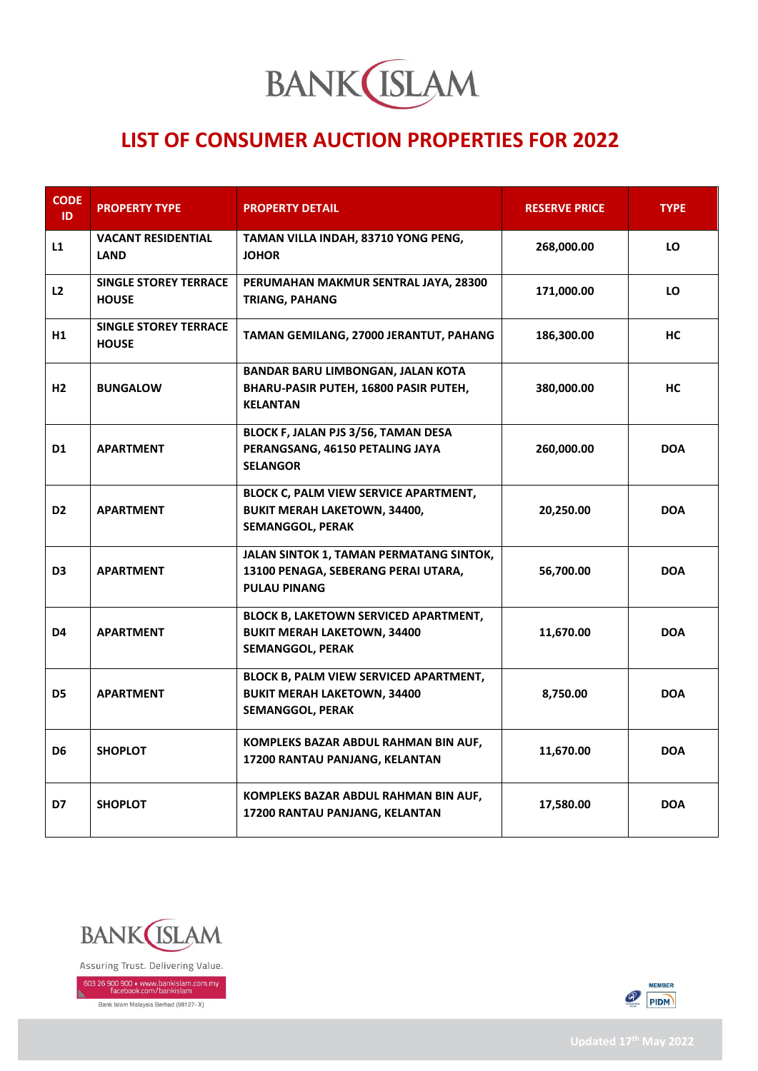# LIST OF CONSUMER AUCTION PROPERTIES FOR 2022

| CODE ID | PROPERTY TYPE | PROPERTY DETAIL | RESERVE PRICE | TYPE |
|---|---|---|---|---|
| L1 | VACANT RESIDENTIAL LAND | TAMAN VILLA INDAH, 83710 YONG PENG, JOHOR | 268,000.00 | LO |
| L2 | SINGLE STOREY TERRACE HOUSE | PERUMAHAN MAKMUR SENTRAL JAYA, 28300 TRIANG, PAHANG | 171,000.00 | LO |
| H1 | SINGLE STOREY TERRACE HOUSE | TAMAN GEMILANG, 27000 JERANTUT, PAHANG | 186,300.00 | HC |
| H2 | BUNGALOW | BANDAR BARU LIMBONGAN, JALAN KOTA BHARU-PASIR PUTEH, 16800 PASIR PUTEH, KELANTAN | 380,000.00 | HC |
| D1 | APARTMENT | BLOCK F, JALAN PJS 3/56, TAMAN DESA PERANGSANG, 46150 PETALING JAYA SELANGOR | 260,000.00 | DOA |
| D2 | APARTMENT | BLOCK C, PALM VIEW SERVICE APARTMENT, BUKIT MERAH LAKETOWN, 34400, SEMANGGOL, PERAK | 20,250.00 | DOA |
| D3 | APARTMENT | JALAN SINTOK 1, TAMAN PERMATANG SINTOK, 13100 PENAGA, SEBERANG PERAI UTARA, PULAU PINANG | 56,700.00 | DOA |
| D4 | APARTMENT | BLOCK B, LAKETOWN SERVICED APARTMENT, BUKIT MERAH LAKETOWN, 34400 SEMANGGOL, PERAK | 11,670.00 | DOA |
| D5 | APARTMENT | BLOCK B, PALM VIEW SERVICED APARTMENT, BUKIT MERAH LAKETOWN, 34400 SEMANGGOL, PERAK | 8,750.00 | DOA |
| D6 | SHOPLOT | KOMPLEKS BAZAR ABDUL RAHMAN BIN AUF, 17200 RANTAU PANJANG, KELANTAN | 11,670.00 | DOA |
| D7 | SHOPLOT | KOMPLEKS BAZAR ABDUL RAHMAN BIN AUF, 17200 RANTAU PANJANG, KELANTAN | 17,580.00 | DOA |

Assuring Trust. Delivering Value.

603 26 900 900 • www.bankislam.com.my
facebook.com/bankislam

Bank Islam Malaysia Berhad (98127-X)

Updated 17th May 2022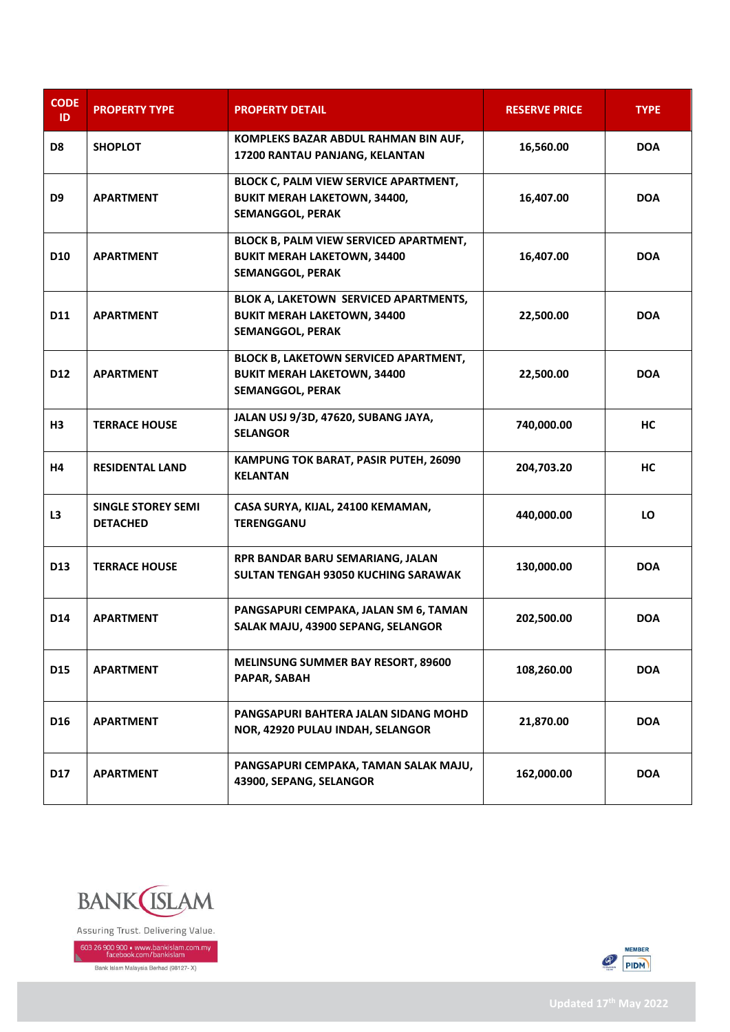| CODE ID | PROPERTY TYPE | PROPERTY DETAIL | RESERVE PRICE | TYPE |
|---|---|---|---|---|
| D8 | SHOPLOT | KOMPLEKS BAZAR ABDUL RAHMAN BIN AUF, 17200 RANTAU PANJANG, KELANTAN | 16,560.00 | DOA |
| D9 | APARTMENT | BLOCK C, PALM VIEW SERVICE APARTMENT, BUKIT MERAH LAKETOWN, 34400, SEMANGGOL, PERAK | 16,407.00 | DOA |
| D10 | APARTMENT | BLOCK B, PALM VIEW SERVICED APARTMENT, BUKIT MERAH LAKETOWN, 34400 SEMANGGOL, PERAK | 16,407.00 | DOA |
| D11 | APARTMENT | BLOK A, LAKETOWN SERVICED APARTMENTS, BUKIT MERAH LAKETOWN, 34400 SEMANGGOL, PERAK | 22,500.00 | DOA |
| D12 | APARTMENT | BLOCK B, LAKETOWN SERVICED APARTMENT, BUKIT MERAH LAKETOWN, 34400 SEMANGGOL, PERAK | 22,500.00 | DOA |
| H3 | TERRACE HOUSE | JALAN USJ 9/3D, 47620, SUBANG JAYA, SELANGOR | 740,000.00 | HC |
| H4 | RESIDENTAL LAND | KAMPUNG TOK BARAT, PASIR PUTEH, 26090 KELANTAN | 204,703.20 | HC |
| L3 | SINGLE STOREY SEMI DETACHED | CASA SURYA, KIJAL, 24100 KEMAMAN, TERENGGANU | 440,000.00 | LO |
| D13 | TERRACE HOUSE | RPR BANDAR BARU SEMARIANG, JALAN SULTAN TENGAH 93050 KUCHING SARAWAK | 130,000.00 | DOA |
| D14 | APARTMENT | PANGSAPURI CEMPAKA, JALAN SM 6, TAMAN SALAK MAJU, 43900 SEPANG, SELANGOR | 202,500.00 | DOA |
| D15 | APARTMENT | MELINSUNG SUMMER BAY RESORT, 89600 PAPAR, SABAH | 108,260.00 | DOA |
| D16 | APARTMENT | PANGSAPURI BAHTERA JALAN SIDANG MOHD NOR, 42920 PULAU INDAH, SELANGOR | 21,870.00 | DOA |
| D17 | APARTMENT | PANGSAPURI CEMPAKA, TAMAN SALAK MAJU, 43900, SEPANG, SELANGOR | 162,000.00 | DOA |

BANK ISLAM

Assuring Trust. Delivering Value.

603 26 900 900 • www.bankislam.com.my
facebook.com/bankislam

Bank Islam Malaysia Berhad (98127-X)

MEMBER PIDM

Updated 17th May 2022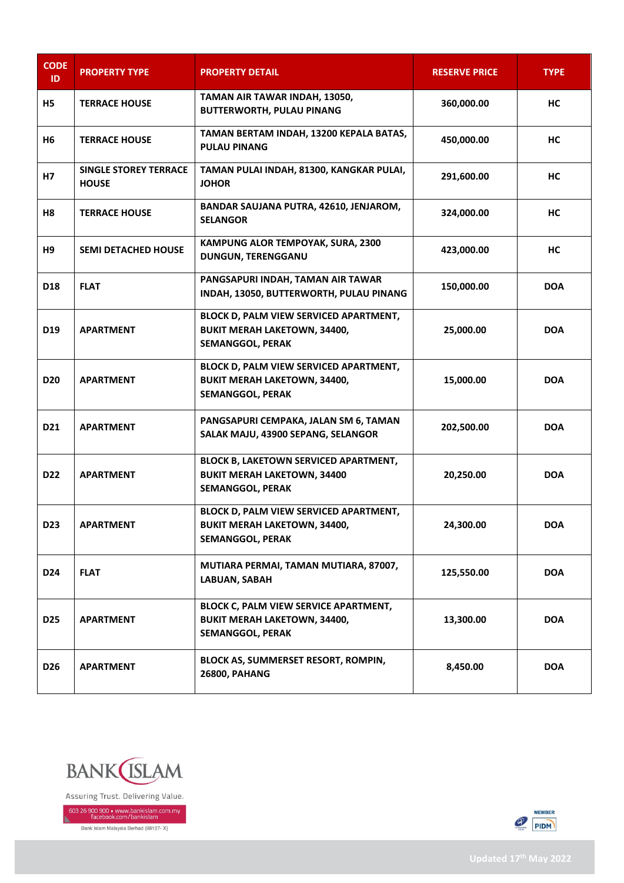| CODE ID | PROPERTY TYPE | PROPERTY DETAIL | RESERVE PRICE | TYPE |
|---|---|---|---|---|
| H5 | TERRACE HOUSE | TAMAN AIR TAWAR INDAH, 13050, BUTTERWORTH, PULAU PINANG | 360,000.00 | HC |
| H6 | TERRACE HOUSE | TAMAN BERTAM INDAH, 13200 KEPALA BATAS, PULAU PINANG | 450,000.00 | HC |
| H7 | SINGLE STOREY TERRACE HOUSE | TAMAN PULAI INDAH, 81300, KANGKAR PULAI, JOHOR | 291,600.00 | HC |
| H8 | TERRACE HOUSE | BANDAR SAUJANA PUTRA, 42610, JENJAROM, SELANGOR | 324,000.00 | HC |
| H9 | SEMI DETACHED HOUSE | KAMPUNG ALOR TEMPOYAK, SURA, 2300 DUNGUN, TERENGGANU | 423,000.00 | HC |
| D18 | FLAT | PANGSAPURI INDAH, TAMAN AIR TAWAR INDAH, 13050, BUTTERWORTH, PULAU PINANG | 150,000.00 | DOA |
| D19 | APARTMENT | BLOCK D, PALM VIEW SERVICED APARTMENT, BUKIT MERAH LAKETOWN, 34400, SEMANGGOL, PERAK | 25,000.00 | DOA |
| D20 | APARTMENT | BLOCK D, PALM VIEW SERVICED APARTMENT, BUKIT MERAH LAKETOWN, 34400, SEMANGGOL, PERAK | 15,000.00 | DOA |
| D21 | APARTMENT | PANGSAPURI CEMPAKA, JALAN SM 6, TAMAN SALAK MAJU, 43900 SEPANG, SELANGOR | 202,500.00 | DOA |
| D22 | APARTMENT | BLOCK B, LAKETOWN SERVICED APARTMENT, BUKIT MERAH LAKETOWN, 34400 SEMANGGOL, PERAK | 20,250.00 | DOA |
| D23 | APARTMENT | BLOCK D, PALM VIEW SERVICED APARTMENT, BUKIT MERAH LAKETOWN, 34400, SEMANGGOL, PERAK | 24,300.00 | DOA |
| D24 | FLAT | MUTIARA PERMAI, TAMAN MUTIARA, 87007, LABUAN, SABAH | 125,550.00 | DOA |
| D25 | APARTMENT | BLOCK C, PALM VIEW SERVICE APARTMENT, BUKIT MERAH LAKETOWN, 34400, SEMANGGOL, PERAK | 13,300.00 | DOA |
| D26 | APARTMENT | BLOCK AS, SUMMERSET RESORT, ROMPIN, 26800, PAHANG | 8,450.00 | DOA |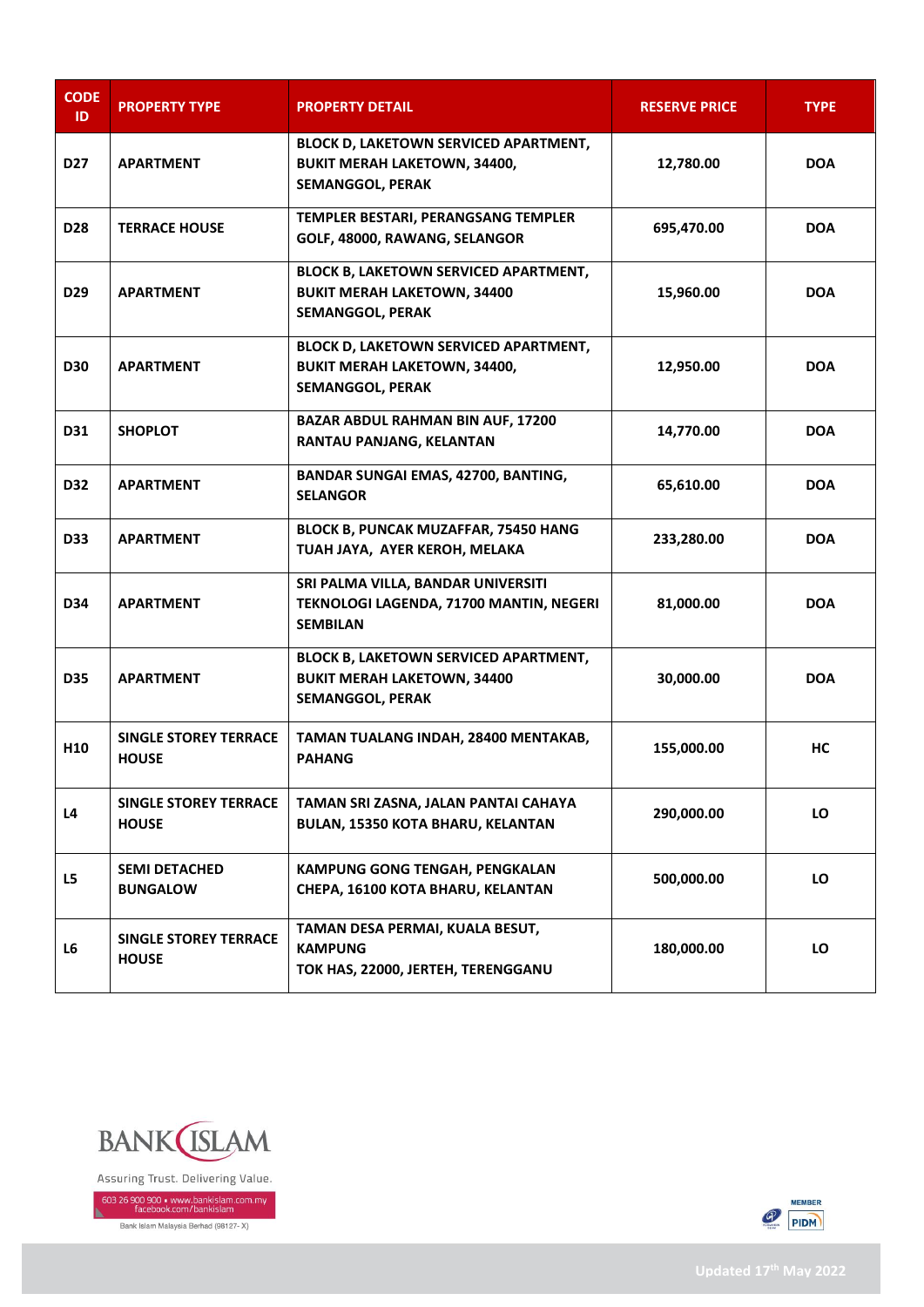| CODE ID | PROPERTY TYPE | PROPERTY DETAIL | RESERVE PRICE | TYPE |
|---|---|---|---|---|
| D27 | APARTMENT | BLOCK D, LAKETOWN SERVICED APARTMENT, BUKIT MERAH LAKETOWN, 34400, SEMANGGOL, PERAK | 12,780.00 | DOA |
| D28 | TERRACE HOUSE | TEMPLER BESTARI, PERANGSANG TEMPLER GOLF, 48000, RAWANG, SELANGOR | 695,470.00 | DOA |
| D29 | APARTMENT | BLOCK B, LAKETOWN SERVICED APARTMENT, BUKIT MERAH LAKETOWN, 34400 SEMANGGOL, PERAK | 15,960.00 | DOA |
| D30 | APARTMENT | BLOCK D, LAKETOWN SERVICED APARTMENT, BUKIT MERAH LAKETOWN, 34400, SEMANGGOL, PERAK | 12,950.00 | DOA |
| D31 | SHOPLOT | BAZAR ABDUL RAHMAN BIN AUF, 17200 RANTAU PANJANG, KELANTAN | 14,770.00 | DOA |
| D32 | APARTMENT | BANDAR SUNGAI EMAS, 42700, BANTING, SELANGOR | 65,610.00 | DOA |
| D33 | APARTMENT | BLOCK B, PUNCAK MUZAFFAR, 75450 HANG TUAH JAYA, AYER KEROH, MELAKA | 233,280.00 | DOA |
| D34 | APARTMENT | SRI PALMA VILLA, BANDAR UNIVERSITI TEKNOLOGI LAGENDA, 71700 MANTIN, NEGERI SEMBILAN | 81,000.00 | DOA |
| D35 | APARTMENT | BLOCK B, LAKETOWN SERVICED APARTMENT, BUKIT MERAH LAKETOWN, 34400 SEMANGGOL, PERAK | 30,000.00 | DOA |
| H10 | SINGLE STOREY TERRACE HOUSE | TAMAN TUALANG INDAH, 28400 MENTAKAB, PAHANG | 155,000.00 | HC |
| L4 | SINGLE STOREY TERRACE HOUSE | TAMAN SRI ZASNA, JALAN PANTAI CAHAYA BULAN, 15350 KOTA BHARU, KELANTAN | 290,000.00 | LO |
| L5 | SEMI DETACHED BUNGALOW | KAMPUNG GONG TENGAH, PENGKALAN CHEPA, 16100 KOTA BHARU, KELANTAN | 500,000.00 | LO |
| L6 | SINGLE STOREY TERRACE HOUSE | TAMAN DESA PERMAI, KUALA BESUT, KAMPUNG TOK HAS, 22000, JERTEH, TERENGGANU | 180,000.00 | LO |

BANK ISLAM

Assuring Trust. Delivering Value.

603 26 900 900 • www.bankislam.com.my facebook.com/bankislam

Bank Islam Malaysia Berhad (98127- X)

MEMBER PIDM

Updated 17th May 2022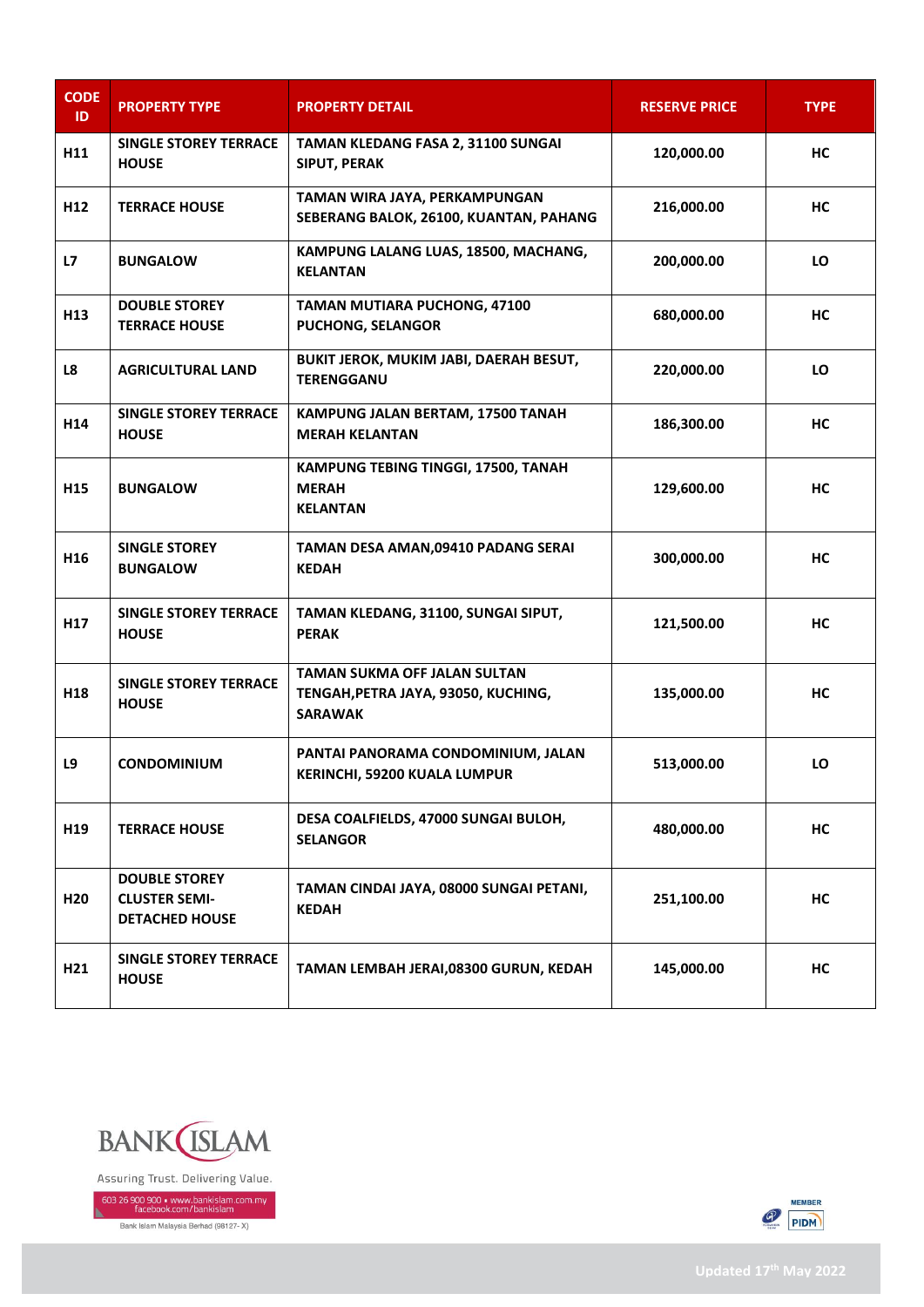| CODE ID | PROPERTY TYPE | PROPERTY DETAIL | RESERVE PRICE | TYPE |
|---|---|---|---|---|
| H11 | SINGLE STOREY TERRACE HOUSE | TAMAN KLEDANG FASA 2, 31100 SUNGAI SIPUT, PERAK | 120,000.00 | HC |
| H12 | TERRACE HOUSE | TAMAN WIRA JAYA, PERKAMPUNGAN SEBERANG BALOK, 26100, KUANTAN, PAHANG | 216,000.00 | HC |
| L7 | BUNGALOW | KAMPUNG LALANG LUAS, 18500, MACHANG, KELANTAN | 200,000.00 | LO |
| H13 | DOUBLE STOREY TERRACE HOUSE | TAMAN MUTIARA PUCHONG, 47100 PUCHONG, SELANGOR | 680,000.00 | HC |
| L8 | AGRICULTURAL LAND | BUKIT JEROK, MUKIM JABI, DAERAH BESUT, TERENGGANU | 220,000.00 | LO |
| H14 | SINGLE STOREY TERRACE HOUSE | KAMPUNG JALAN BERTAM, 17500 TANAH MERAH KELANTAN | 186,300.00 | HC |
| H15 | BUNGALOW | KAMPUNG TEBING TINGGI, 17500, TANAH MERAH KELANTAN | 129,600.00 | HC |
| H16 | SINGLE STOREY BUNGALOW | TAMAN DESA AMAN,09410 PADANG SERAI KEDAH | 300,000.00 | HC |
| H17 | SINGLE STOREY TERRACE HOUSE | TAMAN KLEDANG, 31100, SUNGAI SIPUT, PERAK | 121,500.00 | HC |
| H18 | SINGLE STOREY TERRACE HOUSE | TAMAN SUKMA OFF JALAN SULTAN TENGAH,PETRA JAYA, 93050, KUCHING, SARAWAK | 135,000.00 | HC |
| L9 | CONDOMINIUM | PANTAI PANORAMA CONDOMINIUM, JALAN KERINCHI, 59200 KUALA LUMPUR | 513,000.00 | LO |
| H19 | TERRACE HOUSE | DESA COALFIELDS, 47000 SUNGAI BULOH, SELANGOR | 480,000.00 | HC |
| H20 | DOUBLE STOREY CLUSTER SEMI-DETACHED HOUSE | TAMAN CINDAI JAYA, 08000 SUNGAI PETANI, KEDAH | 251,100.00 | HC |
| H21 | SINGLE STOREY TERRACE HOUSE | TAMAN LEMBAH JERAI,08300 GURUN, KEDAH | 145,000.00 | HC |

BANK ISLAM

Assuring Trust. Delivering Value.

603 26 900 900 • www.bankislam.com.my
facebook.com/bankislam

Bank Islam Malaysia Berhad (98127- X)

MEMBER PIDM

Updated 17th May 2022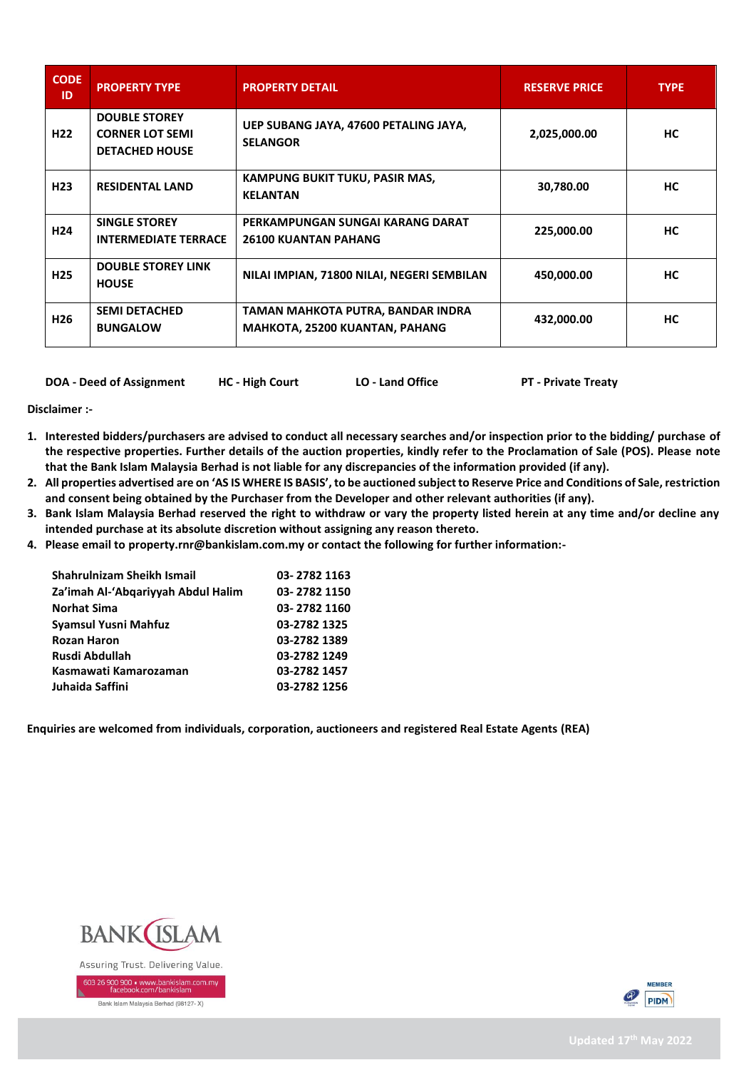| CODE ID | PROPERTY TYPE | PROPERTY DETAIL | RESERVE PRICE | TYPE |
|---|---|---|---|---|
| H22 | DOUBLE STOREY CORNER LOT SEMI DETACHED HOUSE | UEP SUBANG JAYA, 47600 PETALING JAYA, SELANGOR | 2,025,000.00 | HC |
| H23 | RESIDENTAL LAND | KAMPUNG BUKIT TUKU, PASIR MAS, KELANTAN | 30,780.00 | HC |
| H24 | SINGLE STOREY INTERMEDIATE TERRACE | PERKAMPUNGAN SUNGAI KARANG DARAT 26100 KUANTAN PAHANG | 225,000.00 | HC |
| H25 | DOUBLE STOREY LINK HOUSE | NILAI IMPIAN, 71800 NILAI, NEGERI SEMBILAN | 450,000.00 | HC |
| H26 | SEMI DETACHED BUNGALOW | TAMAN MAHKOTA PUTRA, BANDAR INDRA MAHKOTA, 25200 KUANTAN, PAHANG | 432,000.00 | HC |

**DOA - Deed of Assignment** **HC - High Court** **LO - Land Office** **PT - Private Treaty**

**Disclaimer :-**

1. **Interested bidders/purchasers are advised to conduct all necessary searches and/or inspection prior to the bidding/ purchase of the respective properties. Further details of the auction properties, kindly refer to the Proclamation of Sale (POS). Please note that the Bank Islam Malaysia Berhad is not liable for any discrepancies of the information provided (if any).**
2. **All properties advertised are on 'AS IS WHERE IS BASIS', to be auctioned subject to Reserve Price and Conditions of Sale, restriction and consent being obtained by the Purchaser from the Developer and other relevant authorities (if any).**
3. **Bank Islam Malaysia Berhad reserved the right to withdraw or vary the property listed herein at any time and/or decline any intended purchase at its absolute discretion without assigning any reason thereto.**
4. **Please email to property.rnr@bankislam.com.my or contact the following for further information:-**

| | |
|---|---|
| **Shahrulnizam Sheikh Ismail** | **03- 2782 1163** |
| **Za'imah Al-'Abqariyyah Abdul Halim** | **03- 2782 1150** |
| **Norhat Sima** | **03- 2782 1160** |
| **Syamsul Yusni Mahfuz** | **03-2782 1325** |
| **Rozan Haron** | **03-2782 1389** |
| **Rusdi Abdullah** | **03-2782 1249** |
| **Kasmawati Kamarozaman** | **03-2782 1457** |
| **Juhaida Saffini** | **03-2782 1256** |

**Enquiries are welcomed from individuals, corporation, auctioneers and registered Real Estate Agents (REA)**

BANK ISLAM

Assuring Trust. Delivering Value.

603 26 900 900 • www.bankislam.com.my
facebook.com/bankislam

Bank Islam Malaysia Berhad (98127- X)

MEMBER PIDM

Updated 17th May 2022